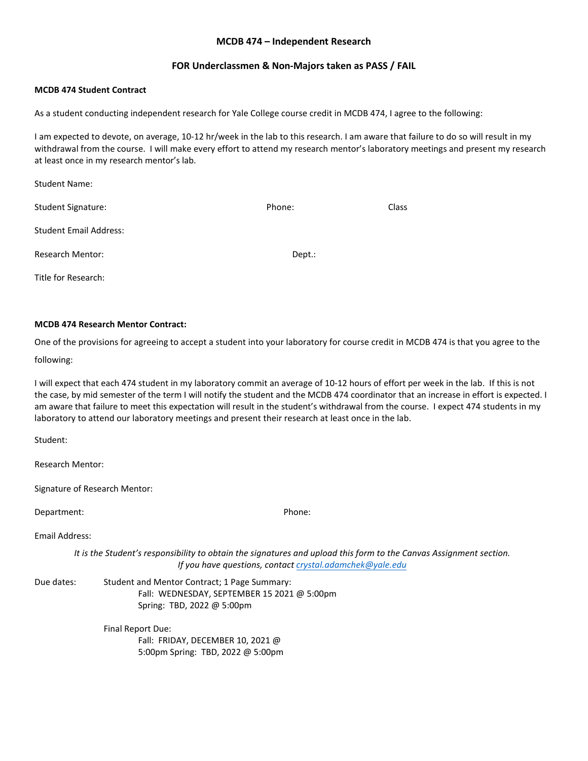# MCDB 474 – Independent Research

## FOR Underclassmen & Non-Majors taken as PASS / FAIL

**MCDB 474 Student Contract**

As a student conducting independent research for Yale College course credit in MCDB 474, I agree to the following:

I am expected to devote, on average, 10-12 hr/week in the lab to this research. I am aware that failure to do so will result in my withdrawal from the course. I will make every effort to attend my research mentor's laboratory meetings and present my research at least once in my research mentor's lab.

Student Name:

Student Signature: Phone: Class

Student Email Address:

Research Mentor: Dept.:

Title for Research:

**MCDB 474 Research Mentor Contract:**

One of the provisions for agreeing to accept a student into your laboratory for course credit in MCDB 474 is that you agree to the following:

I will expect that each 474 student in my laboratory commit an average of 10-12 hours of effort per week in the lab. If this is not the case, by mid semester of the term I will notify the student and the MCDB 474 coordinator that an increase in effort is expected. I am aware that failure to meet this expectation will result in the student's withdrawal from the course. I expect 474 students in my laboratory to attend our laboratory meetings and present their research at least once in the lab.

Student:

Research Mentor:

Signature of Research Mentor:

Department: Phone:

Email Address:

*It is the Student's responsibility to obtain the signatures and upload this form to the Canvas Assignment section.*
*If you have questions, contact crystal.adamchek@yale.edu*

Due dates: Student and Mentor Contract; 1 Page Summary:
Fall: WEDNESDAY, SEPTEMBER 15 2021 @ 5:00pm
Spring: TBD, 2022 @ 5:00pm

Final Report Due:
Fall: FRIDAY, DECEMBER 10, 2021 @ 5:00pm
Spring: TBD, 2022 @ 5:00pm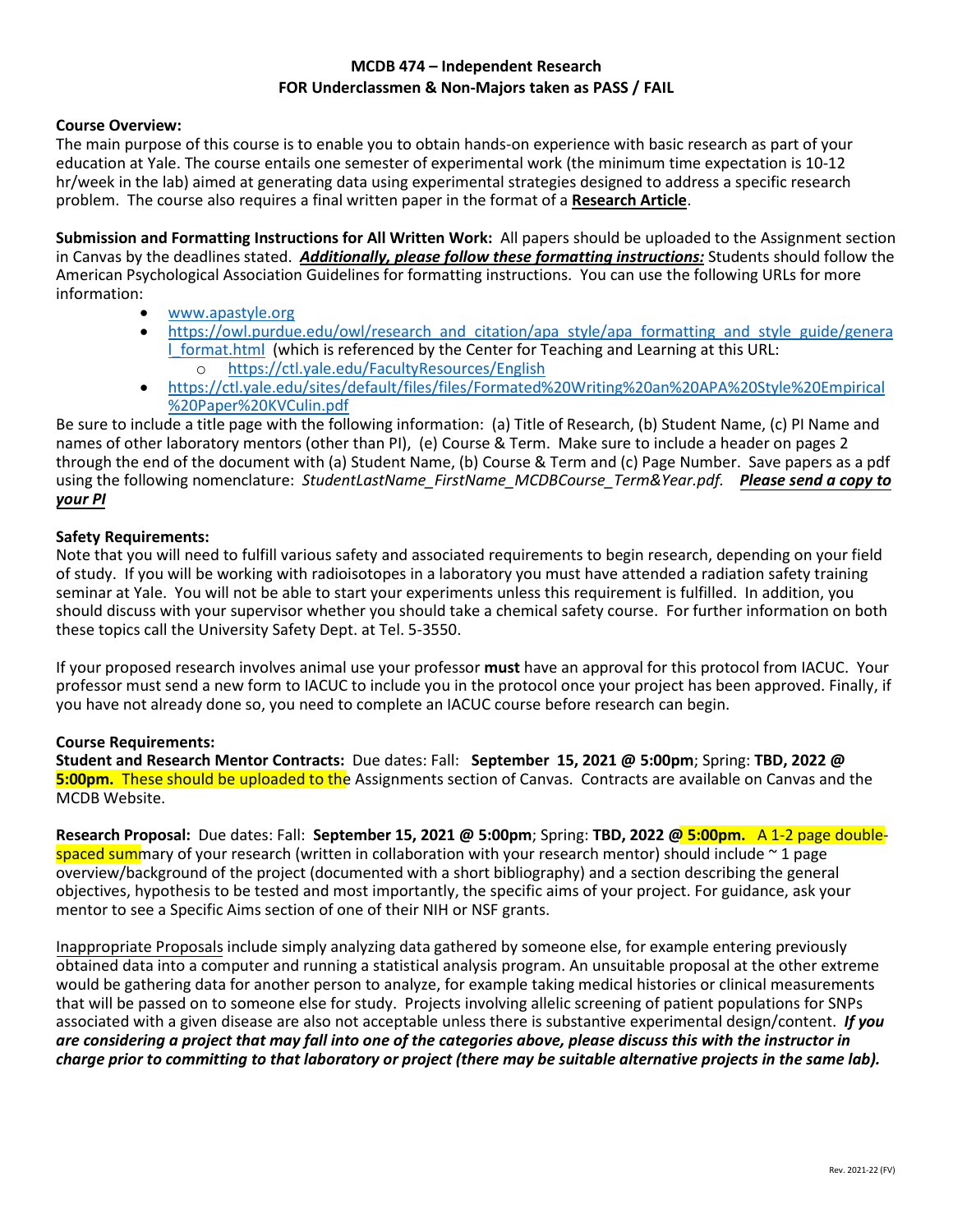**MCDB 474 – Independent Research**
**FOR Underclassmen & Non-Majors taken as PASS / FAIL**

**Course Overview:**
The main purpose of this course is to enable you to obtain hands-on experience with basic research as part of your education at Yale. The course entails one semester of experimental work (the minimum time expectation is 10-12 hr/week in the lab) aimed at generating data using experimental strategies designed to address a specific research problem. The course also requires a final written paper in the format of a **Research Article**.

**Submission and Formatting Instructions for All Written Work:** All papers should be uploaded to the Assignment section in Canvas by the deadlines stated. ***Additionally, please follow these formatting instructions:*** Students should follow the American Psychological Association Guidelines for formatting instructions. You can use the following URLs for more information:

- www.apastyle.org
- https://owl.purdue.edu/owl/research_and_citation/apa_style/apa_formatting_and_style_guide/general_format.html (which is referenced by the Center for Teaching and Learning at this URL:
    - https://ctl.yale.edu/FacultyResources/English
- https://ctl.yale.edu/sites/default/files/files/Formated%20Writing%20an%20APA%20Style%20Empirical%20Paper%20KVCulin.pdf

Be sure to include a title page with the following information: (a) Title of Research, (b) Student Name, (c) PI Name and names of other laboratory mentors (other than PI), (e) Course & Term. Make sure to include a header on pages 2 through the end of the document with (a) Student Name, (b) Course & Term and (c) Page Number. Save papers as a pdf using the following nomenclature: *StudentLastName_FirstName_MCDBCourse_Term&Year.pdf.* ***Please send a copy to your PI***

**Safety Requirements:**
Note that you will need to fulfill various safety and associated requirements to begin research, depending on your field of study. If you will be working with radioisotopes in a laboratory you must have attended a radiation safety training seminar at Yale. You will not be able to start your experiments unless this requirement is fulfilled. In addition, you should discuss with your supervisor whether you should take a chemical safety course. For further information on both these topics call the University Safety Dept. at Tel. 5-3550.

If your proposed research involves animal use your professor **must** have an approval for this protocol from IACUC. Your professor must send a new form to IACUC to include you in the protocol once your project has been approved. Finally, if you have not already done so, you need to complete an IACUC course before research can begin.

**Course Requirements:**
**Student and Research Mentor Contracts:** Due dates: Fall: **September 15, 2021 @ 5:00pm**; Spring: **TBD, 2022 @ 5:00pm.** These should be uploaded to the Assignments section of Canvas. Contracts are available on Canvas and the MCDB Website.

**Research Proposal:** Due dates: Fall: **September 15, 2021 @ 5:00pm**; Spring: **TBD, 2022 @ 5:00pm.** A 1-2 page double-spaced summary of your research (written in collaboration with your research mentor) should include ~ 1 page overview/background of the project (documented with a short bibliography) and a section describing the general objectives, hypothesis to be tested and most importantly, the specific aims of your project. For guidance, ask your mentor to see a Specific Aims section of one of their NIH or NSF grants.

Inappropriate Proposals include simply analyzing data gathered by someone else, for example entering previously obtained data into a computer and running a statistical analysis program. An unsuitable proposal at the other extreme would be gathering data for another person to analyze, for example taking medical histories or clinical measurements that will be passed on to someone else for study. Projects involving allelic screening of patient populations for SNPs associated with a given disease are also not acceptable unless there is substantive experimental design/content. ***If you are considering a project that may fall into one of the categories above, please discuss this with the instructor in charge prior to committing to that laboratory or project (there may be suitable alternative projects in the same lab).***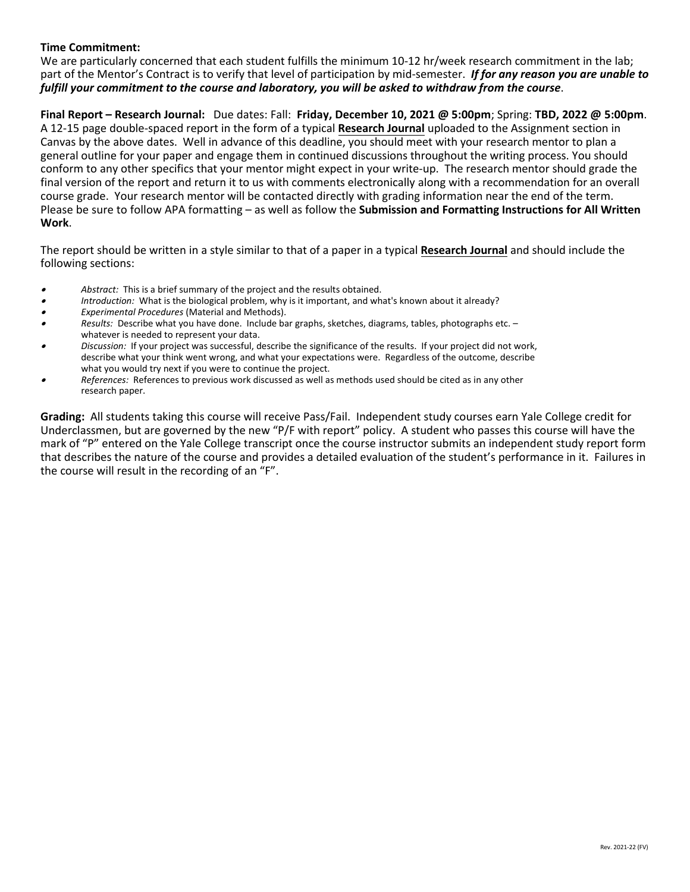**Time Commitment:**
We are particularly concerned that each student fulfills the minimum 10-12 hr/week research commitment in the lab; part of the Mentor's Contract is to verify that level of participation by mid-semester. ***If for any reason you are unable to fulfill your commitment to the course and laboratory, you will be asked to withdraw from the course***.

**Final Report – Research Journal:** Due dates: Fall: **Friday, December 10, 2021 @ 5:00pm**; Spring: **TBD, 2022 @ 5:00pm**. A 12-15 page double-spaced report in the form of a typical **Research Journal** uploaded to the Assignment section in Canvas by the above dates. Well in advance of this deadline, you should meet with your research mentor to plan a general outline for your paper and engage them in continued discussions throughout the writing process. You should conform to any other specifics that your mentor might expect in your write-up. The research mentor should grade the final version of the report and return it to us with comments electronically along with a recommendation for an overall course grade. Your research mentor will be contacted directly with grading information near the end of the term. Please be sure to follow APA formatting – as well as follow the **Submission and Formatting Instructions for All Written Work**.

The report should be written in a style similar to that of a paper in a typical **Research Journal** and should include the following sections:

- *Abstract:* This is a brief summary of the project and the results obtained.
- *Introduction:* What is the biological problem, why is it important, and what's known about it already?
- *Experimental Procedures* (Material and Methods).
- *Results:* Describe what you have done. Include bar graphs, sketches, diagrams, tables, photographs etc. – whatever is needed to represent your data.
- *Discussion:* If your project was successful, describe the significance of the results. If your project did not work, describe what your think went wrong, and what your expectations were. Regardless of the outcome, describe what you would try next if you were to continue the project.
- *References:* References to previous work discussed as well as methods used should be cited as in any other research paper.

**Grading:** All students taking this course will receive Pass/Fail. Independent study courses earn Yale College credit for Underclassmen, but are governed by the new "P/F with report" policy. A student who passes this course will have the mark of "P" entered on the Yale College transcript once the course instructor submits an independent study report form that describes the nature of the course and provides a detailed evaluation of the student's performance in it. Failures in the course will result in the recording of an "F".

Rev. 2021-22 (FV)